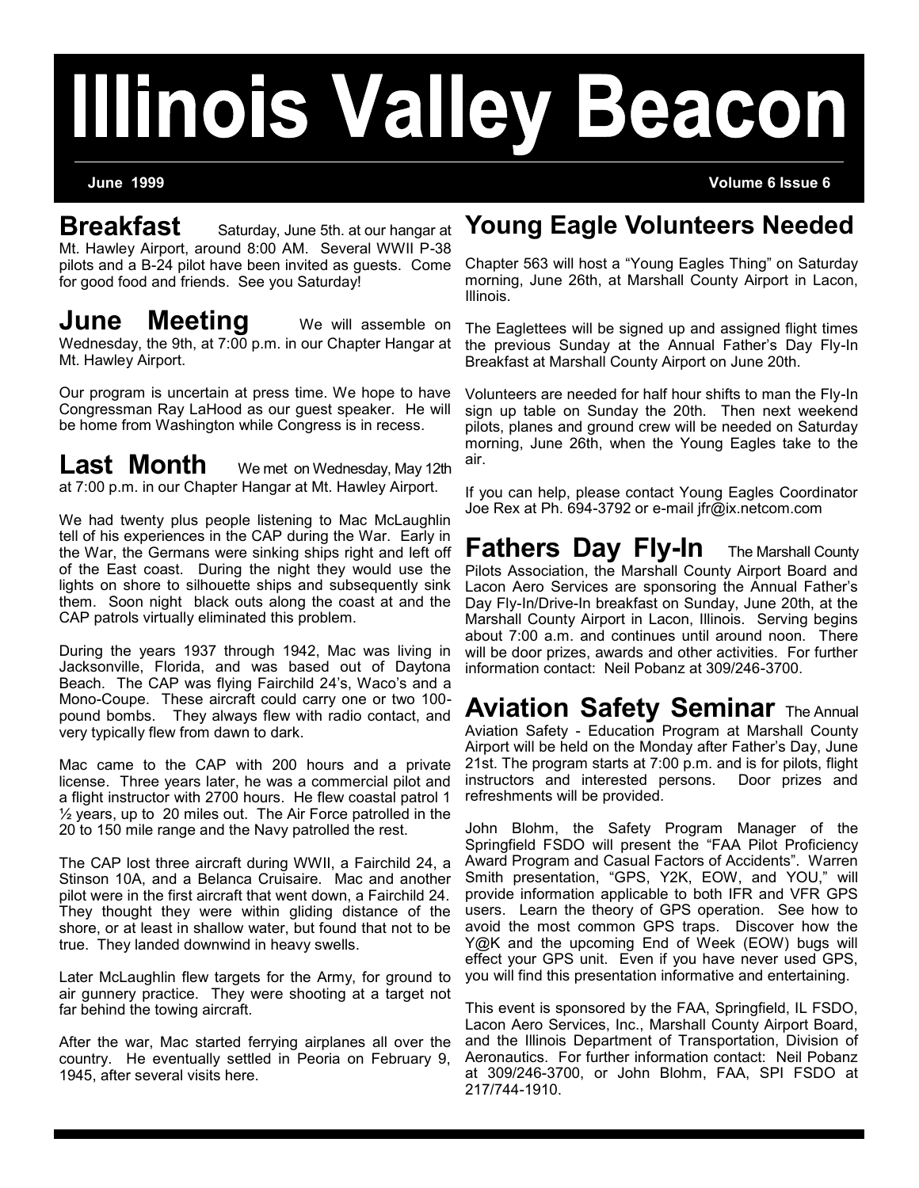# Illinois Valley Beacon

**June 1999** **Volume 6 Issue 6**

## Breakfast

Saturday, June 5th. at our hangar at Mt. Hawley Airport, around 8:00 AM. Several WWII P-38 pilots and a B-24 pilot have been invited as guests. Come for good food and friends. See you Saturday!

## June Meeting

We will assemble on Wednesday, the 9th, at 7:00 p.m. in our Chapter Hangar at Mt. Hawley Airport.

Our program is uncertain at press time. We hope to have Congressman Ray LaHood as our guest speaker. He will be home from Washington while Congress is in recess.

## Last Month

We met on Wednesday, May 12th at 7:00 p.m. in our Chapter Hangar at Mt. Hawley Airport.

We had twenty plus people listening to Mac McLaughlin tell of his experiences in the CAP during the War. Early in the War, the Germans were sinking ships right and left off of the East coast. During the night they would use the lights on shore to silhouette ships and subsequently sink them. Soon night black outs along the coast at and the CAP patrols virtually eliminated this problem.

During the years 1937 through 1942, Mac was living in Jacksonville, Florida, and was based out of Daytona Beach. The CAP was flying Fairchild 24's, Waco's and a Mono-Coupe. These aircraft could carry one or two 100-pound bombs. They always flew with radio contact, and very typically flew from dawn to dark.

Mac came to the CAP with 200 hours and a private license. Three years later, he was a commercial pilot and a flight instructor with 2700 hours. He flew coastal patrol 1 ½ years, up to 20 miles out. The Air Force patrolled in the 20 to 150 mile range and the Navy patrolled the rest.

The CAP lost three aircraft during WWII, a Fairchild 24, a Stinson 10A, and a Belanca Cruisaire. Mac and another pilot were in the first aircraft that went down, a Fairchild 24. They thought they were within gliding distance of the shore, or at least in shallow water, but found that not to be true. They landed downwind in heavy swells.

Later McLaughlin flew targets for the Army, for ground to air gunnery practice. They were shooting at a target not far behind the towing aircraft.

After the war, Mac started ferrying airplanes all over the country. He eventually settled in Peoria on February 9, 1945, after several visits here.

## Young Eagle Volunteers Needed

Chapter 563 will host a "Young Eagles Thing" on Saturday morning, June 26th, at Marshall County Airport in Lacon, Illinois.

The Eaglettees will be signed up and assigned flight times the previous Sunday at the Annual Father's Day Fly-In Breakfast at Marshall County Airport on June 20th.

Volunteers are needed for half hour shifts to man the Fly-In sign up table on Sunday the 20th. Then next weekend pilots, planes and ground crew will be needed on Saturday morning, June 26th, when the Young Eagles take to the air.

If you can help, please contact Young Eagles Coordinator Joe Rex at Ph. 694-3792 or e-mail jfr@ix.netcom.com

## Fathers Day Fly-In

The Marshall County Pilots Association, the Marshall County Airport Board and Lacon Aero Services are sponsoring the Annual Father's Day Fly-In/Drive-In breakfast on Sunday, June 20th, at the Marshall County Airport in Lacon, Illinois. Serving begins about 7:00 a.m. and continues until around noon. There will be door prizes, awards and other activities. For further information contact: Neil Pobanz at 309/246-3700.

## Aviation Safety Seminar

The Annual Aviation Safety - Education Program at Marshall County Airport will be held on the Monday after Father's Day, June 21st. The program starts at 7:00 p.m. and is for pilots, flight instructors and interested persons. Door prizes and refreshments will be provided.

John Blohm, the Safety Program Manager of the Springfield FSDO will present the "FAA Pilot Proficiency Award Program and Casual Factors of Accidents". Warren Smith presentation, "GPS, Y2K, EOW, and YOU," will provide information applicable to both IFR and VFR GPS users. Learn the theory of GPS operation. See how to avoid the most common GPS traps. Discover how the Y@K and the upcoming End of Week (EOW) bugs will effect your GPS unit. Even if you have never used GPS, you will find this presentation informative and entertaining.

This event is sponsored by the FAA, Springfield, IL FSDO, Lacon Aero Services, Inc., Marshall County Airport Board, and the Illinois Department of Transportation, Division of Aeronautics. For further information contact: Neil Pobanz at 309/246-3700, or John Blohm, FAA, SPI FSDO at 217/744-1910.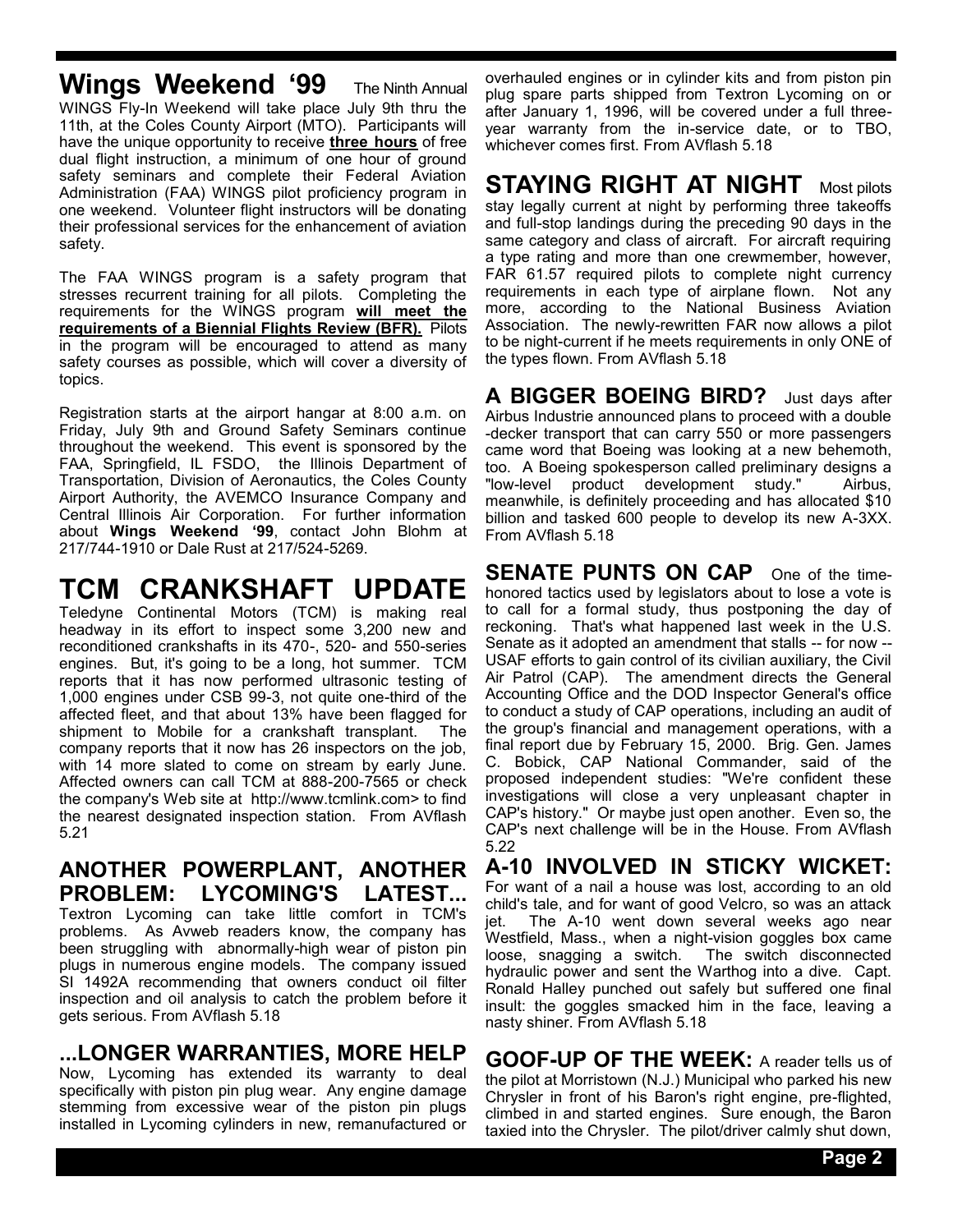## Wings Weekend '99

The Ninth Annual WINGS Fly-In Weekend will take place July 9th thru the 11th, at the Coles County Airport (MTO). Participants will have the unique opportunity to receive **three hours** of free dual flight instruction, a minimum of one hour of ground safety seminars and complete their Federal Aviation Administration (FAA) WINGS pilot proficiency program in one weekend. Volunteer flight instructors will be donating their professional services for the enhancement of aviation safety.

The FAA WINGS program is a safety program that stresses recurrent training for all pilots. Completing the requirements for the WINGS program **will meet the requirements of a Biennial Flights Review (BFR).** Pilots in the program will be encouraged to attend as many safety courses as possible, which will cover a diversity of topics.

Registration starts at the airport hangar at 8:00 a.m. on Friday, July 9th and Ground Safety Seminars continue throughout the weekend. This event is sponsored by the FAA, Springfield, IL FSDO, the Illinois Department of Transportation, Division of Aeronautics, the Coles County Airport Authority, the AVEMCO Insurance Company and Central Illinois Air Corporation. For further information about **Wings Weekend '99**, contact John Blohm at 217/744-1910 or Dale Rust at 217/524-5269.

## TCM CRANKSHAFT UPDATE

Teledyne Continental Motors (TCM) is making real headway in its effort to inspect some 3,200 new and reconditioned crankshafts in its 470-, 520- and 550-series engines. But, it's going to be a long, hot summer. TCM reports that it has now performed ultrasonic testing of 1,000 engines under CSB 99-3, not quite one-third of the affected fleet, and that about 13% have been flagged for shipment to Mobile for a crankshaft transplant. The company reports that it now has 26 inspectors on the job, with 14 more slated to come on stream by early June. Affected owners can call TCM at 888-200-7565 or check the company's Web site at http://www.tcmlink.com> to find the nearest designated inspection station. From AVflash 5.21

### ANOTHER POWERPLANT, ANOTHER PROBLEM: LYCOMING'S LATEST...

Textron Lycoming can take little comfort in TCM's problems. As Avweb readers know, the company has been struggling with abnormally-high wear of piston pin plugs in numerous engine models. The company issued SI 1492A recommending that owners conduct oil filter inspection and oil analysis to catch the problem before it gets serious. From AVflash 5.18

### ...LONGER WARRANTIES, MORE HELP

Now, Lycoming has extended its warranty to deal specifically with piston pin plug wear. Any engine damage stemming from excessive wear of the piston pin plugs installed in Lycoming cylinders in new, remanufactured or overhauled engines or in cylinder kits and from piston pin plug spare parts shipped from Textron Lycoming on or after January 1, 1996, will be covered under a full three-year warranty from the in-service date, or to TBO, whichever comes first. From AVflash 5.18

## STAYING RIGHT AT NIGHT

Most pilots stay legally current at night by performing three takeoffs and full-stop landings during the preceding 90 days in the same category and class of aircraft. For aircraft requiring a type rating and more than one crewmember, however, FAR 61.57 required pilots to complete night currency requirements in each type of airplane flown. Not any more, according to the National Business Aviation Association. The newly-rewritten FAR now allows a pilot to be night-current if he meets requirements in only ONE of the types flown. From AVflash 5.18

## A BIGGER BOEING BIRD?

Just days after Airbus Industrie announced plans to proceed with a double -decker transport that can carry 550 or more passengers came word that Boeing was looking at a new behemoth, too. A Boeing spokesperson called preliminary designs a "low-level product development study." Airbus, meanwhile, is definitely proceeding and has allocated $10 billion and tasked 600 people to develop its new A-3XX. From AVflash 5.18

## SENATE PUNTS ON CAP

One of the time-honored tactics used by legislators about to lose a vote is to call for a formal study, thus postponing the day of reckoning. That's what happened last week in the U.S. Senate as it adopted an amendment that stalls -- for now -- USAF efforts to gain control of its civilian auxiliary, the Civil Air Patrol (CAP). The amendment directs the General Accounting Office and the DOD Inspector General's office to conduct a study of CAP operations, including an audit of the group's financial and management operations, with a final report due by February 15, 2000. Brig. Gen. James C. Bobick, CAP National Commander, said of the proposed independent studies: "We're confident these investigations will close a very unpleasant chapter in CAP's history." Or maybe just open another. Even so, the CAP's next challenge will be in the House. From AVflash 5.22

### A-10 INVOLVED IN STICKY WICKET:

For want of a nail a house was lost, according to an old child's tale, and for want of good Velcro, so was an attack jet. The A-10 went down several weeks ago near Westfield, Mass., when a night-vision goggles box came loose, snagging a switch. The switch disconnected hydraulic power and sent the Warthog into a dive. Capt. Ronald Halley punched out safely but suffered one final insult: the goggles smacked him in the face, leaving a nasty shiner. From AVflash 5.18

## GOOF-UP OF THE WEEK:

A reader tells us of the pilot at Morristown (N.J.) Municipal who parked his new Chrysler in front of his Baron's right engine, pre-flighted, climbed in and started engines. Sure enough, the Baron taxied into the Chrysler. The pilot/driver calmly shut down,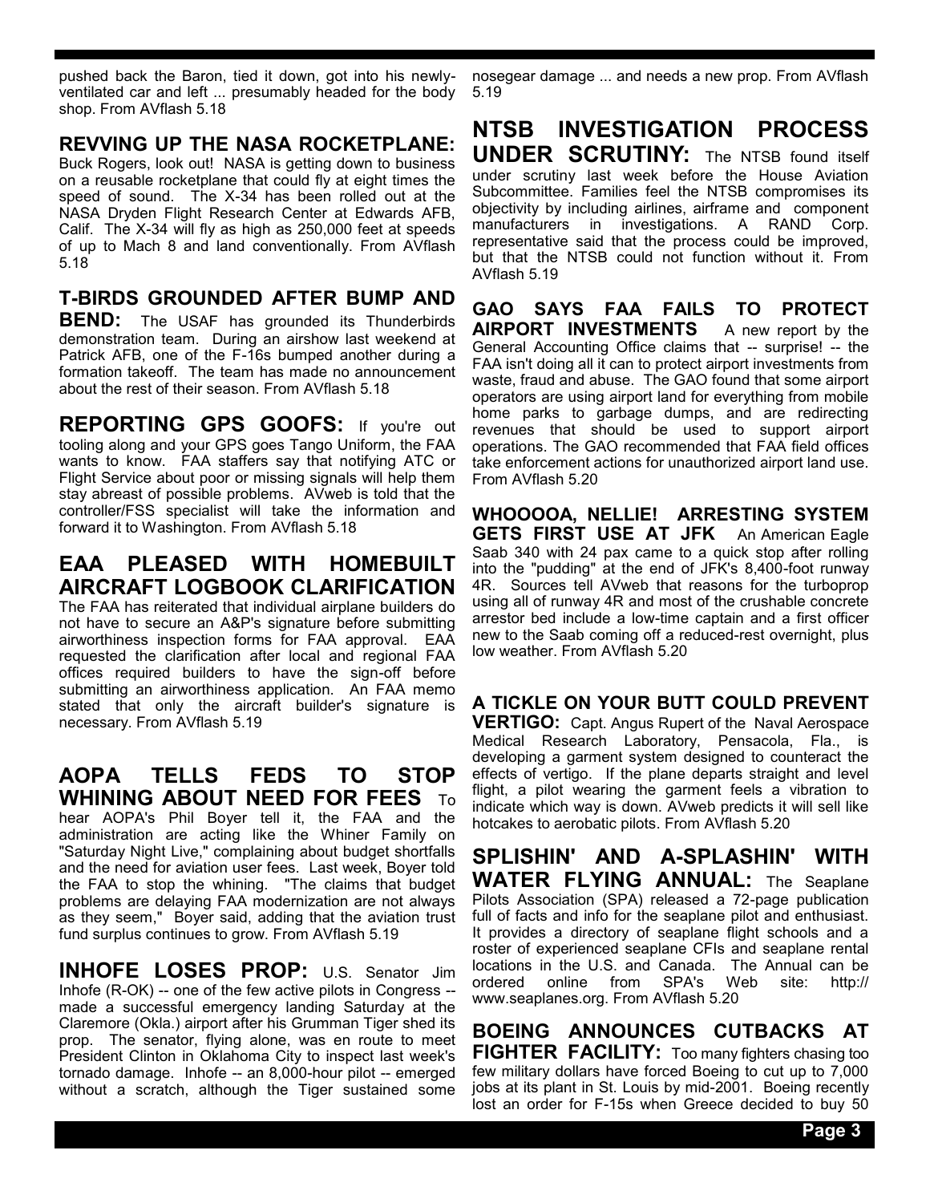pushed back the Baron, tied it down, got into his newly-ventilated car and left ... presumably headed for the body shop. From AVflash 5.18

## REVVING UP THE NASA ROCKETPLANE:

Buck Rogers, look out! NASA is getting down to business on a reusable rocketplane that could fly at eight times the speed of sound. The X-34 has been rolled out at the NASA Dryden Flight Research Center at Edwards AFB, Calif. The X-34 will fly as high as 250,000 feet at speeds of up to Mach 8 and land conventionally. From AVflash 5.18

## T-BIRDS GROUNDED AFTER BUMP AND BEND:

The USAF has grounded its Thunderbirds demonstration team. During an airshow last weekend at Patrick AFB, one of the F-16s bumped another during a formation takeoff. The team has made no announcement about the rest of their season. From AVflash 5.18

## REPORTING GPS GOOFS:

If you're out tooling along and your GPS goes Tango Uniform, the FAA wants to know. FAA staffers say that notifying ATC or Flight Service about poor or missing signals will help them stay abreast of possible problems. AVweb is told that the controller/FSS specialist will take the information and forward it to Washington. From AVflash 5.18

## EAA PLEASED WITH HOMEBUILT AIRCRAFT LOGBOOK CLARIFICATION

The FAA has reiterated that individual airplane builders do not have to secure an A&P's signature before submitting airworthiness inspection forms for FAA approval. EAA requested the clarification after local and regional FAA offices required builders to have the sign-off before submitting an airworthiness application. An FAA memo stated that only the aircraft builder's signature is necessary. From AVflash 5.19

## AOPA TELLS FEDS TO STOP WHINING ABOUT NEED FOR FEES

To hear AOPA's Phil Boyer tell it, the FAA and the administration are acting like the Whiner Family on "Saturday Night Live," complaining about budget shortfalls and the need for aviation user fees. Last week, Boyer told the FAA to stop the whining. "The claims that budget problems are delaying FAA modernization are not always as they seem," Boyer said, adding that the aviation trust fund surplus continues to grow. From AVflash 5.19

## INHOFE LOSES PROP:

U.S. Senator Jim Inhofe (R-OK) -- one of the few active pilots in Congress -- made a successful emergency landing Saturday at the Claremore (Okla.) airport after his Grumman Tiger shed its prop. The senator, flying alone, was en route to meet President Clinton in Oklahoma City to inspect last week's tornado damage. Inhofe -- an 8,000-hour pilot -- emerged without a scratch, although the Tiger sustained some nosegear damage ... and needs a new prop. From AVflash 5.19

## NTSB INVESTIGATION PROCESS UNDER SCRUTINY:

The NTSB found itself under scrutiny last week before the House Aviation Subcommittee. Families feel the NTSB compromises its objectivity by including airlines, airframe and component manufacturers in investigations. A RAND Corp. representative said that the process could be improved, but that the NTSB could not function without it. From AVflash 5.19

## GAO SAYS FAA FAILS TO PROTECT AIRPORT INVESTMENTS

A new report by the General Accounting Office claims that -- surprise! -- the FAA isn't doing all it can to protect airport investments from waste, fraud and abuse. The GAO found that some airport operators are using airport land for everything from mobile home parks to garbage dumps, and are redirecting revenues that should be used to support airport operations. The GAO recommended that FAA field offices take enforcement actions for unauthorized airport land use. From AVflash 5.20

## WHOOOOA, NELLIE! ARRESTING SYSTEM GETS FIRST USE AT JFK

An American Eagle Saab 340 with 24 pax came to a quick stop after rolling into the "pudding" at the end of JFK's 8,400-foot runway 4R. Sources tell AVweb that reasons for the turboprop using all of runway 4R and most of the crushable concrete arrestor bed include a low-time captain and a first officer new to the Saab coming off a reduced-rest overnight, plus low weather. From AVflash 5.20

## A TICKLE ON YOUR BUTT COULD PREVENT VERTIGO:

Capt. Angus Rupert of the Naval Aerospace Medical Research Laboratory, Pensacola, Fla., is developing a garment system designed to counteract the effects of vertigo. If the plane departs straight and level flight, a pilot wearing the garment feels a vibration to indicate which way is down. AVweb predicts it will sell like hotcakes to aerobatic pilots. From AVflash 5.20

## SPLISHIN' AND A-SPLASHIN' WITH WATER FLYING ANNUAL:

The Seaplane Pilots Association (SPA) released a 72-page publication full of facts and info for the seaplane pilot and enthusiast. It provides a directory of seaplane flight schools and a roster of experienced seaplane CFIs and seaplane rental locations in the U.S. and Canada. The Annual can be ordered online from SPA's Web site: http://www.seaplanes.org. From AVflash 5.20

## BOEING ANNOUNCES CUTBACKS AT FIGHTER FACILITY:

Too many fighters chasing too few military dollars have forced Boeing to cut up to 7,000 jobs at its plant in St. Louis by mid-2001. Boeing recently lost an order for F-15s when Greece decided to buy 50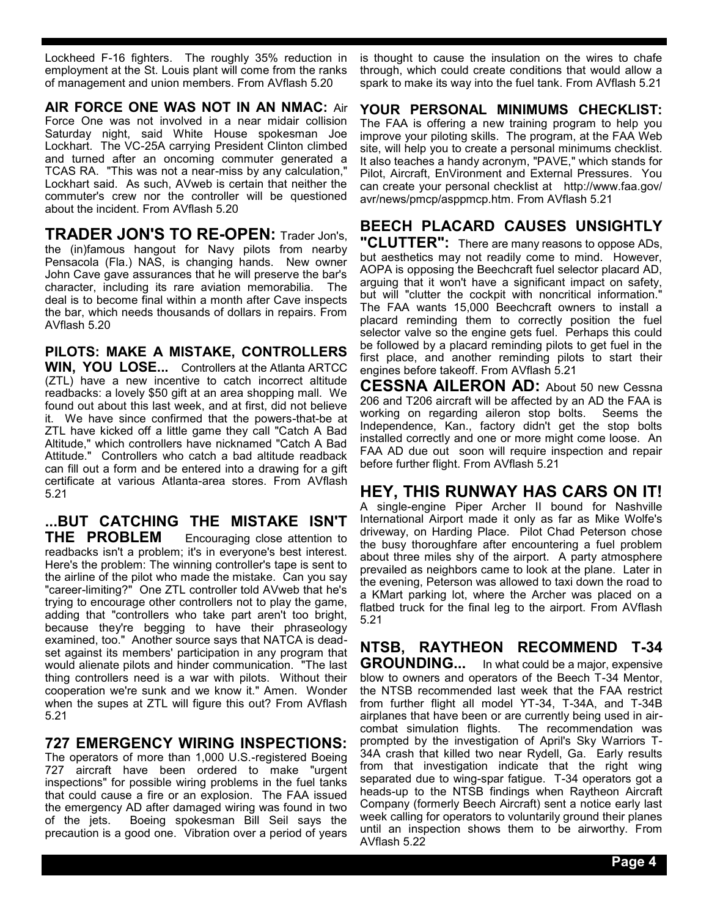Lockheed F-16 fighters. The roughly 35% reduction in employment at the St. Louis plant will come from the ranks of management and union members. From AVflash 5.20

**AIR FORCE ONE WAS NOT IN AN NMAC:** Air Force One was not involved in a near midair collision Saturday night, said White House spokesman Joe Lockhart. The VC-25A carrying President Clinton climbed and turned after an oncoming commuter generated a TCAS RA. "This was not a near-miss by any calculation," Lockhart said. As such, AVweb is certain that neither the commuter's crew nor the controller will be questioned about the incident. From AVflash 5.20

## TRADER JON'S TO RE-OPEN:

Trader Jon's, the (in)famous hangout for Navy pilots from nearby Pensacola (Fla.) NAS, is changing hands. New owner John Cave gave assurances that he will preserve the bar's character, including its rare aviation memorabilia. The deal is to become final within a month after Cave inspects the bar, which needs thousands of dollars in repairs. From AVflash 5.20

**PILOTS: MAKE A MISTAKE, CONTROLLERS WIN, YOU LOSE...** Controllers at the Atlanta ARTCC (ZTL) have a new incentive to catch incorrect altitude readbacks: a lovely $50 gift at an area shopping mall. We found out about this last week, and at first, did not believe it. We have since confirmed that the powers-that-be at ZTL have kicked off a little game they call "Catch A Bad Altitude," which controllers have nicknamed "Catch A Bad Attitude." Controllers who catch a bad altitude readback can fill out a form and be entered into a drawing for a gift certificate at various Atlanta-area stores. From AVflash 5.21

## ...BUT CATCHING THE MISTAKE ISN'T THE PROBLEM

Encouraging close attention to readbacks isn't a problem; it's in everyone's best interest. Here's the problem: The winning controller's tape is sent to the airline of the pilot who made the mistake. Can you say "career-limiting?" One ZTL controller told AVweb that he's trying to encourage other controllers not to play the game, adding that "controllers who take part aren't too bright, because they're begging to have their phraseology examined, too." Another source says that NATCA is dead-set against its members' participation in any program that would alienate pilots and hinder communication. "The last thing controllers need is a war with pilots. Without their cooperation we're sunk and we know it." Amen. Wonder when the supes at ZTL will figure this out? From AVflash 5.21

## 727 EMERGENCY WIRING INSPECTIONS:

The operators of more than 1,000 U.S.-registered Boeing 727 aircraft have been ordered to make "urgent inspections" for possible wiring problems in the fuel tanks that could cause a fire or an explosion. The FAA issued the emergency AD after damaged wiring was found in two of the jets. Boeing spokesman Bill Seil says the precaution is a good one. Vibration over a period of years is thought to cause the insulation on the wires to chafe through, which could create conditions that would allow a spark to make its way into the fuel tank. From AVflash 5.21

**YOUR PERSONAL MINIMUMS CHECKLIST:** The FAA is offering a new training program to help you improve your piloting skills. The program, at the FAA Web site, will help you to create a personal minimums checklist. It also teaches a handy acronym, "PAVE," which stands for Pilot, Aircraft, EnVironment and External Pressures. You can create your personal checklist at http://www.faa.gov/avr/news/pmcp/asppmcp.htm. From AVflash 5.21

## BEECH PLACARD CAUSES UNSIGHTLY "CLUTTER":

There are many reasons to oppose ADs, but aesthetics may not readily come to mind. However, AOPA is opposing the Beechcraft fuel selector placard AD, arguing that it won't have a significant impact on safety, but will "clutter the cockpit with noncritical information." The FAA wants 15,000 Beechcraft owners to install a placard reminding them to correctly position the fuel selector valve so the engine gets fuel. Perhaps this could be followed by a placard reminding pilots to get fuel in the first place, and another reminding pilots to start their engines before takeoff. From AVflash 5.21

## CESSNA AILERON AD:

About 50 new Cessna 206 and T206 aircraft will be affected by an AD the FAA is working on regarding aileron stop bolts. Seems the Independence, Kan., factory didn't get the stop bolts installed correctly and one or more might come loose. An FAA AD due out soon will require inspection and repair before further flight. From AVflash 5.21

## HEY, THIS RUNWAY HAS CARS ON IT!

A single-engine Piper Archer II bound for Nashville International Airport made it only as far as Mike Wolfe's driveway, on Harding Place. Pilot Chad Peterson chose the busy thoroughfare after encountering a fuel problem about three miles shy of the airport. A party atmosphere prevailed as neighbors came to look at the plane. Later in the evening, Peterson was allowed to taxi down the road to a KMart parking lot, where the Archer was placed on a flatbed truck for the final leg to the airport. From AVflash 5.21

## NTSB, RAYTHEON RECOMMEND T-34 GROUNDING...

In what could be a major, expensive blow to owners and operators of the Beech T-34 Mentor, the NTSB recommended last week that the FAA restrict from further flight all model YT-34, T-34A, and T-34B airplanes that have been or are currently being used in air-combat simulation flights. The recommendation was prompted by the investigation of April's Sky Warriors T-34A crash that killed two near Rydell, Ga. Early results from that investigation indicate that the right wing separated due to wing-spar fatigue. T-34 operators got a heads-up to the NTSB findings when Raytheon Aircraft Company (formerly Beech Aircraft) sent a notice early last week calling for operators to voluntarily ground their planes until an inspection shows them to be airworthy. From AVflash 5.22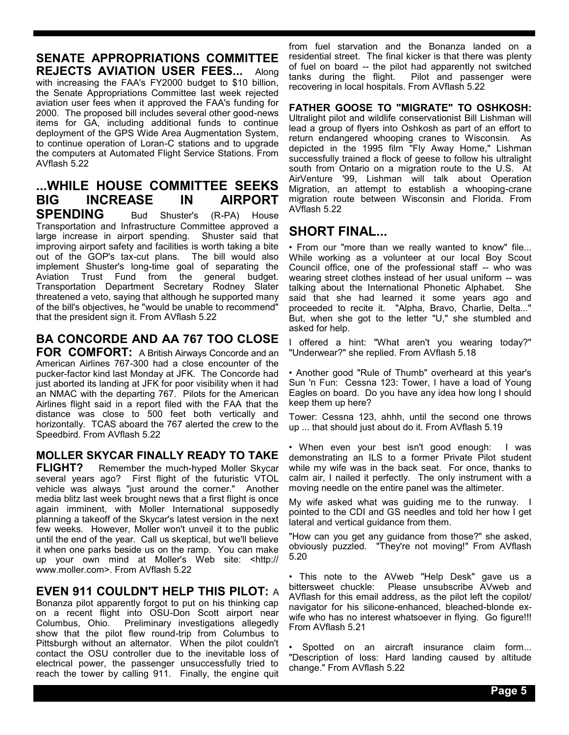**SENATE APPROPRIATIONS COMMITTEE REJECTS AVIATION USER FEES...** Along with increasing the FAA's FY2000 budget to $10 billion, the Senate Appropriations Committee last week rejected aviation user fees when it approved the FAA's funding for 2000. The proposed bill includes several other good-news items for GA, including additional funds to continue deployment of the GPS Wide Area Augmentation System, to continue operation of Loran-C stations and to upgrade the computers at Automated Flight Service Stations. From AVflash 5.22

## ...WHILE HOUSE COMMITTEE SEEKS BIG INCREASE IN AIRPORT SPENDING

Bud Shuster's (R-PA) House Transportation and Infrastructure Committee approved a large increase in airport spending. Shuster said that improving airport safety and facilities is worth taking a bite out of the GOP's tax-cut plans. The bill would also implement Shuster's long-time goal of separating the Aviation Trust Fund from the general budget. Transportation Department Secretary Rodney Slater threatened a veto, saying that although he supported many of the bill's objectives, he "would be unable to recommend" that the president sign it. From AVflash 5.22

## BA CONCORDE AND AA 767 TOO CLOSE FOR COMFORT:

A British Airways Concorde and an American Airlines 767-300 had a close encounter of the pucker-factor kind last Monday at JFK. The Concorde had just aborted its landing at JFK for poor visibility when it had an NMAC with the departing 767. Pilots for the American Airlines flight said in a report filed with the FAA that the distance was close to 500 feet both vertically and horizontally. TCAS aboard the 767 alerted the crew to the Speedbird. From AVflash 5.22

**MOLLER SKYCAR FINALLY READY TO TAKE FLIGHT?** Remember the much-hyped Moller Skycar several years ago? First flight of the futuristic VTOL vehicle was always "just around the corner." Another media blitz last week brought news that a first flight is once again imminent, with Moller International supposedly planning a takeoff of the Skycar's latest version in the next few weeks. However, Moller won't unveil it to the public until the end of the year. Call us skeptical, but we'll believe it when one parks beside us on the ramp. You can make up your own mind at Moller's Web site: <http://www.moller.com>. From AVflash 5.22

**EVEN 911 COULDN'T HELP THIS PILOT:** A Bonanza pilot apparently forgot to put on his thinking cap on a recent flight into OSU-Don Scott airport near Columbus, Ohio. Preliminary investigations allegedly show that the pilot flew round-trip from Columbus to Pittsburgh without an alternator. When the pilot couldn't contact the OSU controller due to the inevitable loss of electrical power, the passenger unsuccessfully tried to reach the tower by calling 911. Finally, the engine quit from fuel starvation and the Bonanza landed on a residential street. The final kicker is that there was plenty of fuel on board -- the pilot had apparently not switched tanks during the flight. Pilot and passenger were recovering in local hospitals. From AVflash 5.22

**FATHER GOOSE TO "MIGRATE" TO OSHKOSH:** Ultralight pilot and wildlife conservationist Bill Lishman will lead a group of flyers into Oshkosh as part of an effort to return endangered whooping cranes to Wisconsin. As depicted in the 1995 film "Fly Away Home," Lishman successfully trained a flock of geese to follow his ultralight south from Ontario on a migration route to the U.S. At AirVenture '99, Lishman will talk about Operation Migration, an attempt to establish a whooping-crane migration route between Wisconsin and Florida. From AVflash 5.22

## SHORT FINAL...

• From our "more than we really wanted to know" file... While working as a volunteer at our local Boy Scout Council office, one of the professional staff -- who was wearing street clothes instead of her usual uniform -- was talking about the International Phonetic Alphabet. She said that she had learned it some years ago and proceeded to recite it. "Alpha, Bravo, Charlie, Delta..." But, when she got to the letter "U," she stumbled and asked for help.

I offered a hint: "What aren't you wearing today?" "Underwear?" she replied. From AVflash 5.18

• Another good "Rule of Thumb" overheard at this year's Sun 'n Fun: Cessna 123: Tower, I have a load of Young Eagles on board. Do you have any idea how long I should keep them up here?

Tower: Cessna 123, ahhh, until the second one throws up ... that should just about do it. From AVflash 5.19

• When even your best isn't good enough: I was demonstrating an ILS to a former Private Pilot student while my wife was in the back seat. For once, thanks to calm air, I nailed it perfectly. The only instrument with a moving needle on the entire panel was the altimeter.

My wife asked what was guiding me to the runway. I pointed to the CDI and GS needles and told her how I get lateral and vertical guidance from them.

"How can you get any guidance from those?" she asked, obviously puzzled. "They're not moving!" From AVflash 5.20

• This note to the AVweb "Help Desk" gave us a bittersweet chuckle: Please unsubscribe AVweb and AVflash for this email address, as the pilot left the copilot/navigator for his silicone-enhanced, bleached-blonde ex-wife who has no interest whatsoever in flying. Go figure!!! From AVflash 5.21

• Spotted on an aircraft insurance claim form... "Description of loss: Hard landing caused by altitude change." From AVflash 5.22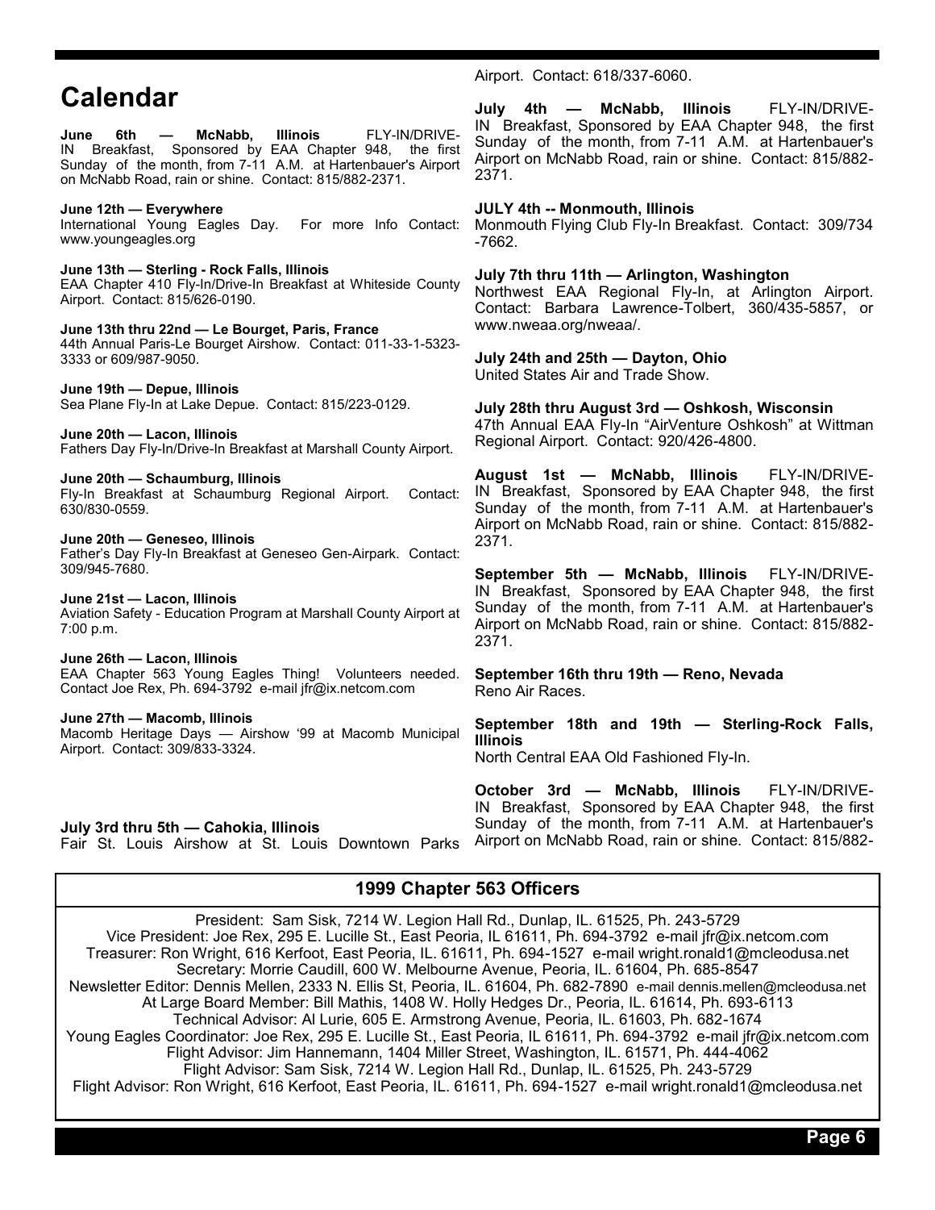# Calendar

**June 6th — McNabb, Illinois** FLY-IN/DRIVE-IN Breakfast, Sponsored by EAA Chapter 948, the first Sunday of the month, from 7-11 A.M. at Hartenbauer's Airport on McNabb Road, rain or shine. Contact: 815/882-2371.

**June 12th — Everywhere**
International Young Eagles Day. For more Info Contact: www.youngeagles.org

**June 13th — Sterling - Rock Falls, Illinois**
EAA Chapter 410 Fly-In/Drive-In Breakfast at Whiteside County Airport. Contact: 815/626-0190.

**June 13th thru 22nd — Le Bourget, Paris, France**
44th Annual Paris-Le Bourget Airshow. Contact: 011-33-1-5323-3333 or 609/987-9050.

**June 19th — Depue, Illinois**
Sea Plane Fly-In at Lake Depue. Contact: 815/223-0129.

**June 20th — Lacon, Illinois**
Fathers Day Fly-In/Drive-In Breakfast at Marshall County Airport.

**June 20th — Schaumburg, Illinois**
Fly-In Breakfast at Schaumburg Regional Airport. Contact: 630/830-0559.

**June 20th — Geneseo, Illinois**
Father's Day Fly-In Breakfast at Geneseo Gen-Airpark. Contact: 309/945-7680.

**June 21st — Lacon, Illinois**
Aviation Safety - Education Program at Marshall County Airport at 7:00 p.m.

**June 26th — Lacon, Illinois**
EAA Chapter 563 Young Eagles Thing! Volunteers needed. Contact Joe Rex, Ph. 694-3792 e-mail jfr@ix.netcom.com

**June 27th — Macomb, Illinois**
Macomb Heritage Days — Airshow '99 at Macomb Municipal Airport. Contact: 309/833-3324.

**July 3rd thru 5th — Cahokia, Illinois**
Fair St. Louis Airshow at St. Louis Downtown Parks Airport. Contact: 618/337-6060.

**July 4th — McNabb, Illinois** FLY-IN/DRIVE-IN Breakfast, Sponsored by EAA Chapter 948, the first Sunday of the month, from 7-11 A.M. at Hartenbauer's Airport on McNabb Road, rain or shine. Contact: 815/882-2371.

**JULY 4th -- Monmouth, Illinois**
Monmouth Flying Club Fly-In Breakfast. Contact: 309/734-7662.

**July 7th thru 11th — Arlington, Washington**
Northwest EAA Regional Fly-In, at Arlington Airport. Contact: Barbara Lawrence-Tolbert, 360/435-5857, or www.nweaa.org/nweaa/.

**July 24th and 25th — Dayton, Ohio**
United States Air and Trade Show.

**July 28th thru August 3rd — Oshkosh, Wisconsin**
47th Annual EAA Fly-In "AirVenture Oshkosh" at Wittman Regional Airport. Contact: 920/426-4800.

**August 1st — McNabb, Illinois** FLY-IN/DRIVE-IN Breakfast, Sponsored by EAA Chapter 948, the first Sunday of the month, from 7-11 A.M. at Hartenbauer's Airport on McNabb Road, rain or shine. Contact: 815/882-2371.

**September 5th — McNabb, Illinois** FLY-IN/DRIVE-IN Breakfast, Sponsored by EAA Chapter 948, the first Sunday of the month, from 7-11 A.M. at Hartenbauer's Airport on McNabb Road, rain or shine. Contact: 815/882-2371.

**September 16th thru 19th — Reno, Nevada**
Reno Air Races.

**September 18th and 19th — Sterling-Rock Falls, Illinois**
North Central EAA Old Fashioned Fly-In.

**October 3rd — McNabb, Illinois** FLY-IN/DRIVE-IN Breakfast, Sponsored by EAA Chapter 948, the first Sunday of the month, from 7-11 A.M. at Hartenbauer's Airport on McNabb Road, rain or shine. Contact: 815/882-

## 1999 Chapter 563 Officers

President: Sam Sisk, 7214 W. Legion Hall Rd., Dunlap, IL. 61525, Ph. 243-5729
Vice President: Joe Rex, 295 E. Lucille St., East Peoria, IL 61611, Ph. 694-3792 e-mail jfr@ix.netcom.com
Treasurer: Ron Wright, 616 Kerfoot, East Peoria, IL. 61611, Ph. 694-1527 e-mail wright.ronald1@mcleodusa.net
Secretary: Morrie Caudill, 600 W. Melbourne Avenue, Peoria, IL. 61604, Ph. 685-8547
Newsletter Editor: Dennis Mellen, 2333 N. Ellis St, Peoria, IL. 61604, Ph. 682-7890 e-mail dennis.mellen@mcleodusa.net
At Large Board Member: Bill Mathis, 1408 W. Holly Hedges Dr., Peoria, IL. 61614, Ph. 693-6113
Technical Advisor: Al Lurie, 605 E. Armstrong Avenue, Peoria, IL. 61603, Ph. 682-1674
Young Eagles Coordinator: Joe Rex, 295 E. Lucille St., East Peoria, IL 61611, Ph. 694-3792 e-mail jfr@ix.netcom.com
Flight Advisor: Jim Hannemann, 1404 Miller Street, Washington, IL. 61571, Ph. 444-4062
Flight Advisor: Sam Sisk, 7214 W. Legion Hall Rd., Dunlap, IL. 61525, Ph. 243-5729
Flight Advisor: Ron Wright, 616 Kerfoot, East Peoria, IL. 61611, Ph. 694-1527 e-mail wright.ronald1@mcleodusa.net